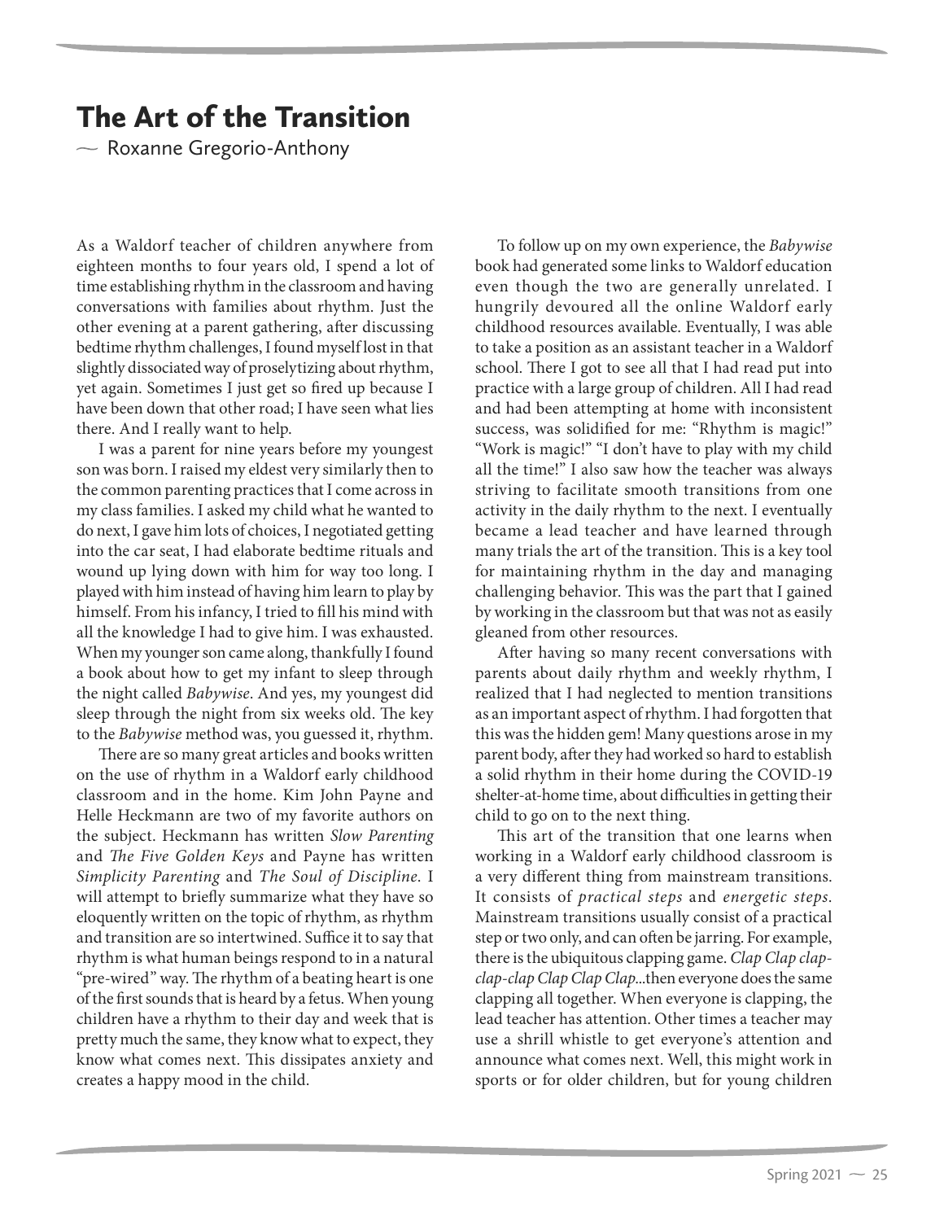# The Art of the Transition

— Roxanne Gregorio-Anthony

As a Waldorf teacher of children anywhere from eighteen months to four years old, I spend a lot of time establishing rhythm in the classroom and having conversations with families about rhythm. Just the other evening at a parent gathering, after discussing bedtime rhythm challenges, I found myself lost in that slightly dissociated way of proselytizing about rhythm, yet again. Sometimes I just get so fired up because I have been down that other road; I have seen what lies there. And I really want to help.

I was a parent for nine years before my youngest son was born. I raised my eldest very similarly then to the common parenting practices that I come across in my class families. I asked my child what he wanted to do next, I gave him lots of choices, I negotiated getting into the car seat, I had elaborate bedtime rituals and wound up lying down with him for way too long. I played with him instead of having him learn to play by himself. From his infancy, I tried to fill his mind with all the knowledge I had to give him. I was exhausted. When my younger son came along, thankfully I found a book about how to get my infant to sleep through the night called *Babywise*. And yes, my youngest did sleep through the night from six weeks old. The key to the *Babywise* method was, you guessed it, rhythm.

There are so many great articles and books written on the use of rhythm in a Waldorf early childhood classroom and in the home. Kim John Payne and Helle Heckmann are two of my favorite authors on the subject. Heckmann has written *Slow Parenting* and *The Five Golden Keys* and Payne has written *Simplicity Parenting* and *The Soul of Discipline*. I will attempt to briefly summarize what they have so eloquently written on the topic of rhythm, as rhythm and transition are so intertwined. Suffice it to say that rhythm is what human beings respond to in a natural "pre-wired" way. The rhythm of a beating heart is one of the first sounds that is heard by a fetus. When young children have a rhythm to their day and week that is pretty much the same, they know what to expect, they know what comes next. This dissipates anxiety and creates a happy mood in the child.

To follow up on my own experience, the *Babywise* book had generated some links to Waldorf education even though the two are generally unrelated. I hungrily devoured all the online Waldorf early childhood resources available. Eventually, I was able to take a position as an assistant teacher in a Waldorf school. There I got to see all that I had read put into practice with a large group of children. All I had read and had been attempting at home with inconsistent success, was solidified for me: "Rhythm is magic!" "Work is magic!" "I don't have to play with my child all the time!" I also saw how the teacher was always striving to facilitate smooth transitions from one activity in the daily rhythm to the next. I eventually became a lead teacher and have learned through many trials the art of the transition. This is a key tool for maintaining rhythm in the day and managing challenging behavior. This was the part that I gained by working in the classroom but that was not as easily gleaned from other resources.

After having so many recent conversations with parents about daily rhythm and weekly rhythm, I realized that I had neglected to mention transitions as an important aspect of rhythm. I had forgotten that this was the hidden gem! Many questions arose in my parent body, after they had worked so hard to establish a solid rhythm in their home during the COVID-19 shelter-at-home time, about difficulties in getting their child to go on to the next thing.

This art of the transition that one learns when working in a Waldorf early childhood classroom is a very different thing from mainstream transitions. It consists of *practical steps* and *energetic steps*. Mainstream transitions usually consist of a practical step or two only, and can often be jarring. For example, there is the ubiquitous clapping game. *Clap Clap clap-clap-clap Clap Clap Clap*...then everyone does the same clapping all together. When everyone is clapping, the lead teacher has attention. Other times a teacher may use a shrill whistle to get everyone's attention and announce what comes next. Well, this might work in sports or for older children, but for young children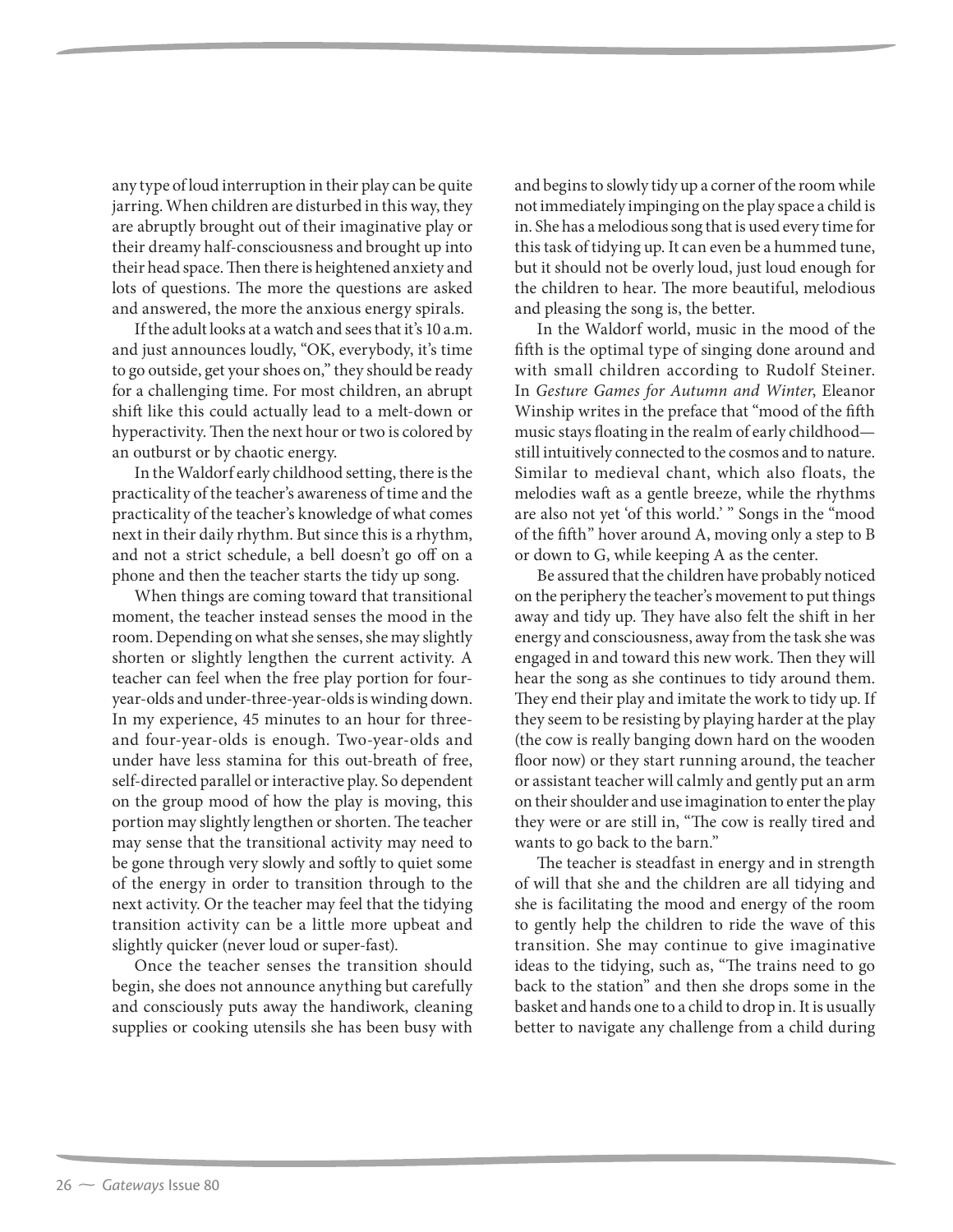any type of loud interruption in their play can be quite jarring. When children are disturbed in this way, they are abruptly brought out of their imaginative play or their dreamy half-consciousness and brought up into their head space. Then there is heightened anxiety and lots of questions. The more the questions are asked and answered, the more the anxious energy spirals.

If the adult looks at a watch and sees that it's 10 a.m. and just announces loudly, "OK, everybody, it's time to go outside, get your shoes on," they should be ready for a challenging time. For most children, an abrupt shift like this could actually lead to a melt-down or hyperactivity. Then the next hour or two is colored by an outburst or by chaotic energy.

In the Waldorf early childhood setting, there is the practicality of the teacher's awareness of time and the practicality of the teacher's knowledge of what comes next in their daily rhythm. But since this is a rhythm, and not a strict schedule, a bell doesn't go off on a phone and then the teacher starts the tidy up song.

When things are coming toward that transitional moment, the teacher instead senses the mood in the room. Depending on what she senses, she may slightly shorten or slightly lengthen the current activity. A teacher can feel when the free play portion for four-year-olds and under-three-year-olds is winding down. In my experience, 45 minutes to an hour for three- and four-year-olds is enough. Two-year-olds and under have less stamina for this out-breath of free, self-directed parallel or interactive play. So dependent on the group mood of how the play is moving, this portion may slightly lengthen or shorten. The teacher may sense that the transitional activity may need to be gone through very slowly and softly to quiet some of the energy in order to transition through to the next activity. Or the teacher may feel that the tidying transition activity can be a little more upbeat and slightly quicker (never loud or super-fast).

Once the teacher senses the transition should begin, she does not announce anything but carefully and consciously puts away the handiwork, cleaning supplies or cooking utensils she has been busy with and begins to slowly tidy up a corner of the room while not immediately impinging on the play space a child is in. She has a melodious song that is used every time for this task of tidying up. It can even be a hummed tune, but it should not be overly loud, just loud enough for the children to hear. The more beautiful, melodious and pleasing the song is, the better.

In the Waldorf world, music in the mood of the fifth is the optimal type of singing done around and with small children according to Rudolf Steiner. In *Gesture Games for Autumn and Winter*, Eleanor Winship writes in the preface that "mood of the fifth music stays floating in the realm of early childhood—still intuitively connected to the cosmos and to nature. Similar to medieval chant, which also floats, the melodies waft as a gentle breeze, while the rhythms are also not yet 'of this world.' " Songs in the "mood of the fifth" hover around A, moving only a step to B or down to G, while keeping A as the center.

Be assured that the children have probably noticed on the periphery the teacher's movement to put things away and tidy up. They have also felt the shift in her energy and consciousness, away from the task she was engaged in and toward this new work. Then they will hear the song as she continues to tidy around them. They end their play and imitate the work to tidy up. If they seem to be resisting by playing harder at the play (the cow is really banging down hard on the wooden floor now) or they start running around, the teacher or assistant teacher will calmly and gently put an arm on their shoulder and use imagination to enter the play they were or are still in, "The cow is really tired and wants to go back to the barn."

The teacher is steadfast in energy and in strength of will that she and the children are all tidying and she is facilitating the mood and energy of the room to gently help the children to ride the wave of this transition. She may continue to give imaginative ideas to the tidying, such as, "The trains need to go back to the station" and then she drops some in the basket and hands one to a child to drop in. It is usually better to navigate any challenge from a child during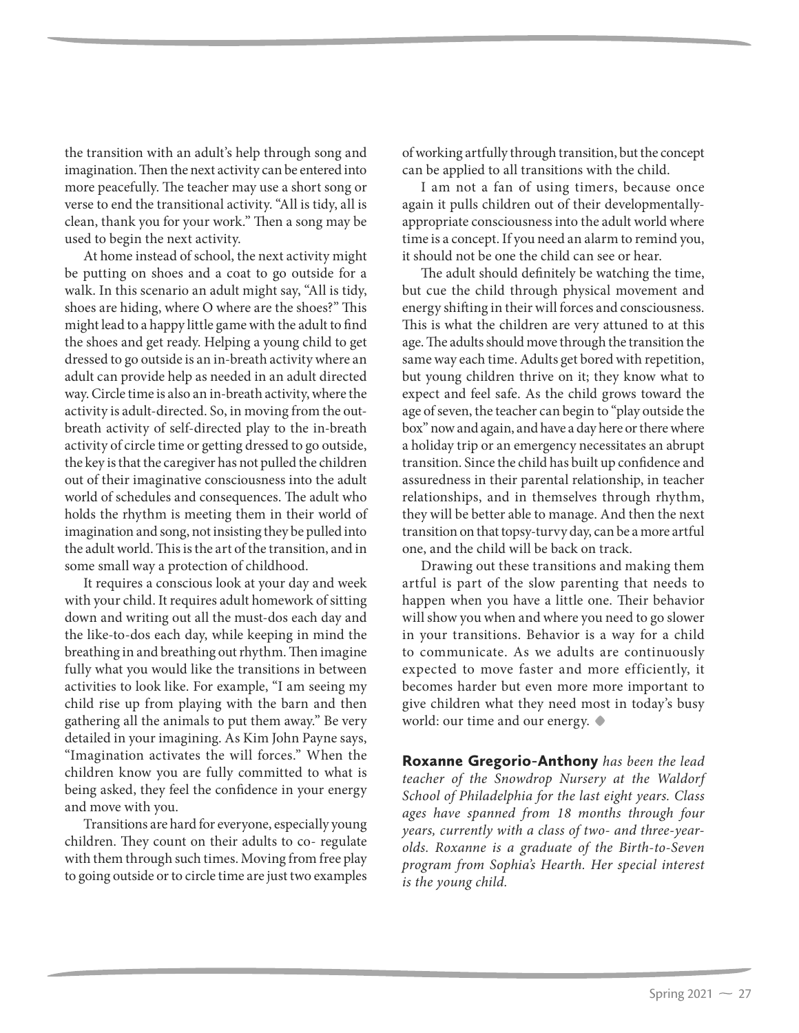the transition with an adult's help through song and imagination. Then the next activity can be entered into more peacefully. The teacher may use a short song or verse to end the transitional activity. "All is tidy, all is clean, thank you for your work." Then a song may be used to begin the next activity.

At home instead of school, the next activity might be putting on shoes and a coat to go outside for a walk. In this scenario an adult might say, "All is tidy, shoes are hiding, where O where are the shoes?" This might lead to a happy little game with the adult to find the shoes and get ready. Helping a young child to get dressed to go outside is an in-breath activity where an adult can provide help as needed in an adult directed way. Circle time is also an in-breath activity, where the activity is adult-directed. So, in moving from the out-breath activity of self-directed play to the in-breath activity of circle time or getting dressed to go outside, the key is that the caregiver has not pulled the children out of their imaginative consciousness into the adult world of schedules and consequences. The adult who holds the rhythm is meeting them in their world of imagination and song, not insisting they be pulled into the adult world. This is the art of the transition, and in some small way a protection of childhood.

It requires a conscious look at your day and week with your child. It requires adult homework of sitting down and writing out all the must-dos each day and the like-to-dos each day, while keeping in mind the breathing in and breathing out rhythm. Then imagine fully what you would like the transitions in between activities to look like. For example, "I am seeing my child rise up from playing with the barn and then gathering all the animals to put them away." Be very detailed in your imagining. As Kim John Payne says, "Imagination activates the will forces." When the children know you are fully committed to what is being asked, they feel the confidence in your energy and move with you.

Transitions are hard for everyone, especially young children. They count on their adults to co- regulate with them through such times. Moving from free play to going outside or to circle time are just two examples of working artfully through transition, but the concept can be applied to all transitions with the child.

I am not a fan of using timers, because once again it pulls children out of their developmentally-appropriate consciousness into the adult world where time is a concept. If you need an alarm to remind you, it should not be one the child can see or hear.

The adult should definitely be watching the time, but cue the child through physical movement and energy shifting in their will forces and consciousness. This is what the children are very attuned to at this age. The adults should move through the transition the same way each time. Adults get bored with repetition, but young children thrive on it; they know what to expect and feel safe. As the child grows toward the age of seven, the teacher can begin to "play outside the box" now and again, and have a day here or there where a holiday trip or an emergency necessitates an abrupt transition. Since the child has built up confidence and assuredness in their parental relationship, in teacher relationships, and in themselves through rhythm, they will be better able to manage. And then the next transition on that topsy-turvy day, can be a more artful one, and the child will be back on track.

Drawing out these transitions and making them artful is part of the slow parenting that needs to happen when you have a little one. Their behavior will show you when and where you need to go slower in your transitions. Behavior is a way for a child to communicate. As we adults are continuously expected to move faster and more efficiently, it becomes harder but even more more important to give children what they need most in today's busy world: our time and our energy. ◆

**Roxanne Gregorio-Anthony** *has been the lead teacher of the Snowdrop Nursery at the Waldorf School of Philadelphia for the last eight years. Class ages have spanned from 18 months through four years, currently with a class of two- and three-year-olds. Roxanne is a graduate of the Birth-to-Seven program from Sophia's Hearth. Her special interest is the young child.*